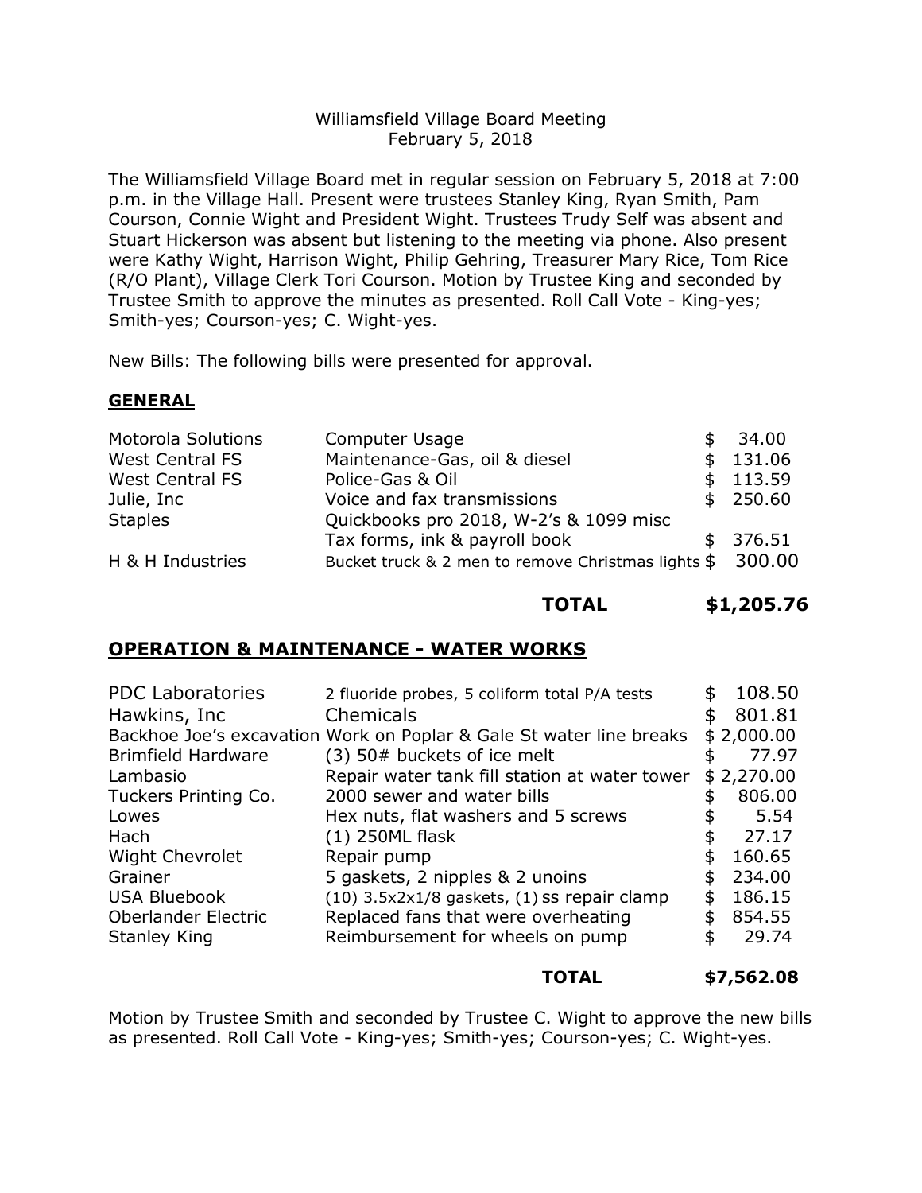Williamsfield Village Board Meeting
February 5, 2018

The Williamsfield Village Board met in regular session on February 5, 2018 at 7:00 p.m. in the Village Hall. Present were trustees Stanley King, Ryan Smith, Pam Courson, Connie Wight and President Wight. Trustees Trudy Self was absent and Stuart Hickerson was absent but listening to the meeting via phone. Also present were Kathy Wight, Harrison Wight, Philip Gehring, Treasurer Mary Rice, Tom Rice (R/O Plant), Village Clerk Tori Courson. Motion by Trustee King and seconded by Trustee Smith to approve the minutes as presented. Roll Call Vote - King-yes; Smith-yes; Courson-yes; C. Wight-yes.

New Bills: The following bills were presented for approval.

## GENERAL

| | | |
|---|---|---|
| Motorola Solutions | Computer Usage | $ 34.00 |
| West Central FS | Maintenance-Gas, oil & diesel | $ 131.06 |
| West Central FS | Police-Gas & Oil | $ 113.59 |
| Julie, Inc | Voice and fax transmissions | $ 250.60 |
| Staples | Quickbooks pro 2018, W-2's & 1099 misc Tax forms, ink & payroll book | $ 376.51 |
| H & H Industries | Bucket truck & 2 men to remove Christmas lights | $ 300.00 |
| | **TOTAL** | **$1,205.76** |

## OPERATION & MAINTENANCE - WATER WORKS

| | | |
|---|---|---|
| PDC Laboratories | 2 fluoride probes, 5 coliform total P/A tests | $ 108.50 |
| Hawkins, Inc | Chemicals | $ 801.81 |
| Backhoe Joe's excavation | Work on Poplar & Gale St water line breaks | $ 2,000.00 |
| Brimfield Hardware | (3) 50# buckets of ice melt | $ 77.97 |
| Lambasio | Repair water tank fill station at water tower | $ 2,270.00 |
| Tuckers Printing Co. | 2000 sewer and water bills | $ 806.00 |
| Lowes | Hex nuts, flat washers and 5 screws | $ 5.54 |
| Hach | (1) 250ML flask | $ 27.17 |
| Wight Chevrolet | Repair pump | $ 160.65 |
| Grainer | 5 gaskets, 2 nipples & 2 unoins | $ 234.00 |
| USA Bluebook | (10) 3.5x2x1/8 gaskets, (1) ss repair clamp | $ 186.15 |
| Oberlander Electric | Replaced fans that were overheating | $ 854.55 |
| Stanley King | Reimbursement for wheels on pump | $ 29.74 |
| | **TOTAL** | **$7,562.08** |

Motion by Trustee Smith and seconded by Trustee C. Wight to approve the new bills as presented. Roll Call Vote - King-yes; Smith-yes; Courson-yes; C. Wight-yes.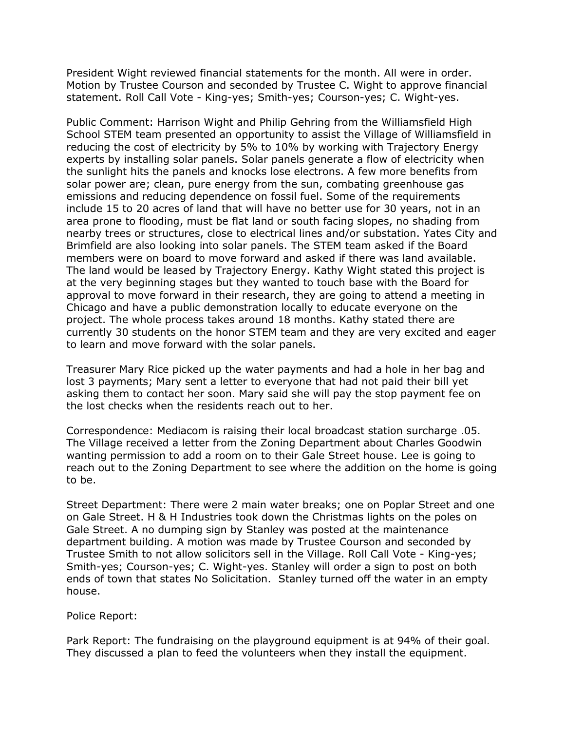President Wight reviewed financial statements for the month. All were in order. Motion by Trustee Courson and seconded by Trustee C. Wight to approve financial statement. Roll Call Vote - King-yes; Smith-yes; Courson-yes; C. Wight-yes.

Public Comment: Harrison Wight and Philip Gehring from the Williamsfield High School STEM team presented an opportunity to assist the Village of Williamsfield in reducing the cost of electricity by 5% to 10% by working with Trajectory Energy experts by installing solar panels. Solar panels generate a flow of electricity when the sunlight hits the panels and knocks lose electrons. A few more benefits from solar power are; clean, pure energy from the sun, combating greenhouse gas emissions and reducing dependence on fossil fuel. Some of the requirements include 15 to 20 acres of land that will have no better use for 30 years, not in an area prone to flooding, must be flat land or south facing slopes, no shading from nearby trees or structures, close to electrical lines and/or substation. Yates City and Brimfield are also looking into solar panels. The STEM team asked if the Board members were on board to move forward and asked if there was land available. The land would be leased by Trajectory Energy. Kathy Wight stated this project is at the very beginning stages but they wanted to touch base with the Board for approval to move forward in their research, they are going to attend a meeting in Chicago and have a public demonstration locally to educate everyone on the project. The whole process takes around 18 months. Kathy stated there are currently 30 students on the honor STEM team and they are very excited and eager to learn and move forward with the solar panels.

Treasurer Mary Rice picked up the water payments and had a hole in her bag and lost 3 payments; Mary sent a letter to everyone that had not paid their bill yet asking them to contact her soon. Mary said she will pay the stop payment fee on the lost checks when the residents reach out to her.

Correspondence: Mediacom is raising their local broadcast station surcharge .05. The Village received a letter from the Zoning Department about Charles Goodwin wanting permission to add a room on to their Gale Street house. Lee is going to reach out to the Zoning Department to see where the addition on the home is going to be.

Street Department: There were 2 main water breaks; one on Poplar Street and one on Gale Street. H & H Industries took down the Christmas lights on the poles on Gale Street. A no dumping sign by Stanley was posted at the maintenance department building. A motion was made by Trustee Courson and seconded by Trustee Smith to not allow solicitors sell in the Village. Roll Call Vote - King-yes; Smith-yes; Courson-yes; C. Wight-yes. Stanley will order a sign to post on both ends of town that states No Solicitation. Stanley turned off the water in an empty house.

Police Report:

Park Report: The fundraising on the playground equipment is at 94% of their goal. They discussed a plan to feed the volunteers when they install the equipment.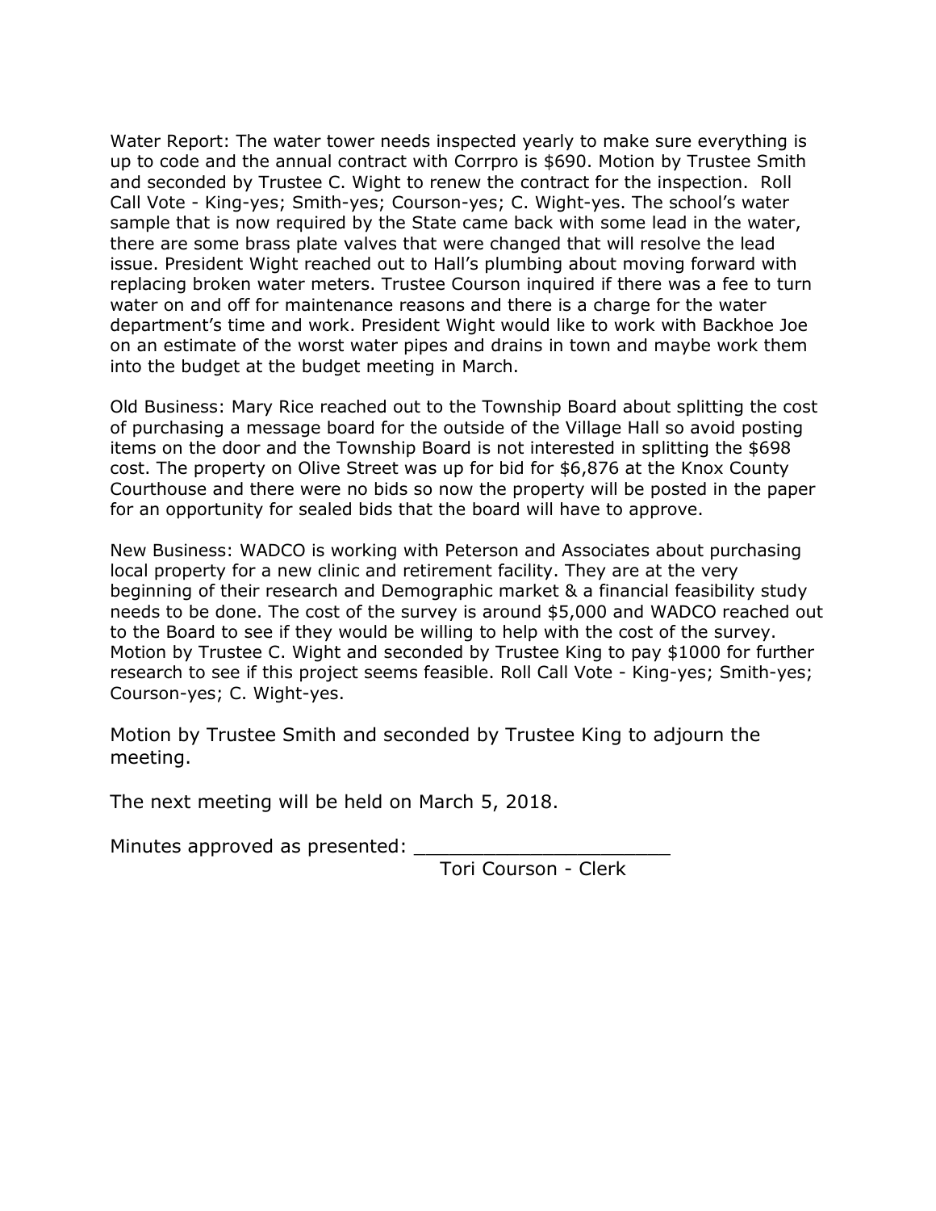Water Report: The water tower needs inspected yearly to make sure everything is up to code and the annual contract with Corrpro is $690. Motion by Trustee Smith and seconded by Trustee C. Wight to renew the contract for the inspection. Roll Call Vote - King-yes; Smith-yes; Courson-yes; C. Wight-yes. The school's water sample that is now required by the State came back with some lead in the water, there are some brass plate valves that were changed that will resolve the lead issue. President Wight reached out to Hall's plumbing about moving forward with replacing broken water meters. Trustee Courson inquired if there was a fee to turn water on and off for maintenance reasons and there is a charge for the water department's time and work. President Wight would like to work with Backhoe Joe on an estimate of the worst water pipes and drains in town and maybe work them into the budget at the budget meeting in March.

Old Business: Mary Rice reached out to the Township Board about splitting the cost of purchasing a message board for the outside of the Village Hall so avoid posting items on the door and the Township Board is not interested in splitting the $698 cost. The property on Olive Street was up for bid for $6,876 at the Knox County Courthouse and there were no bids so now the property will be posted in the paper for an opportunity for sealed bids that the board will have to approve.

New Business: WADCO is working with Peterson and Associates about purchasing local property for a new clinic and retirement facility. They are at the very beginning of their research and Demographic market & a financial feasibility study needs to be done. The cost of the survey is around $5,000 and WADCO reached out to the Board to see if they would be willing to help with the cost of the survey. Motion by Trustee C. Wight and seconded by Trustee King to pay $1000 for further research to see if this project seems feasible. Roll Call Vote - King-yes; Smith-yes; Courson-yes; C. Wight-yes.

Motion by Trustee Smith and seconded by Trustee King to adjourn the meeting.

The next meeting will be held on March 5, 2018.

Minutes approved as presented: ______________________

Tori Courson - Clerk